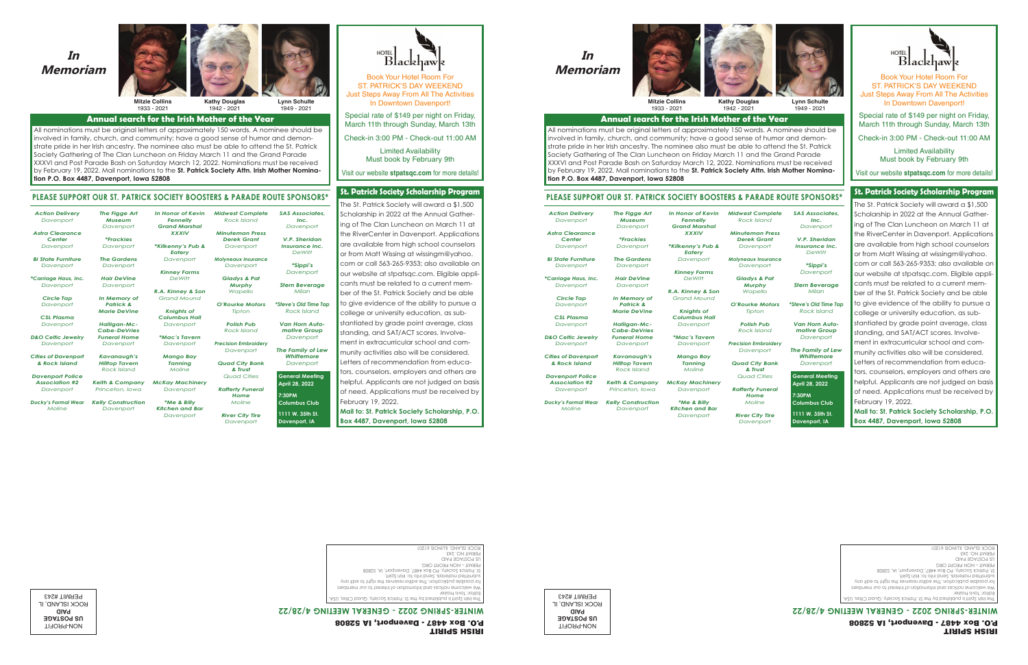# In Memoriam

Mitzie Collins
1933 - 2021

Kathy Douglas
1942 - 2021

Lynn Schulte
1949 - 2021

## Annual search for the Irish Mother of the Year

All nominations must be original letters of approximately 150 words. A nominee should be involved in family, church, and community; have a good sense of humor and demonstrate pride in her Irish ancestry. The nominee also must be able to attend the St. Patrick Society Gathering of The Clan Luncheon on Friday March 11 and the Grand Parade XXXVI and Post Parade Bash on Saturday March 12, 2022. Nominations must be received by February 19, 2022. Mail nominations to the **St. Patrick Society Attn. Irish Mother Nomination P.O. Box 4487, Davenport, Iowa 52808**

## PLEASE SUPPORT OUR ST. PATRICK SOCIETY BOOSTERS & PARADE ROUTE SPONSORS*

*Action Delivery* – Davenport
*Astra Clearance Center* – Davenport
*Bi State Furniture* – Davenport
*Carriage Haus, Inc.* – Davenport
*Circle Tap* – Davenport
*CSL Plasma* – Davenport
*D&O Celtic Jewelry* – Davenport
*Cities of Davenport & Rock Island*
*Davenport Police Association #2* – Davenport
*Ducky's Formal Wear* – Moline
*The Figge Art Museum* – Davenport
*Frackies* – Davenport
*The Gardens* – Davenport
*Hair DeVine* – Davenport
*In Memory of Patrick & Marie DeVine*
*Halligan-McCabe-DeVries Funeral Home* – Davenport
*Kavanaugh's Hilltop Tavern* – Rock Island
*Keith & Company* – Princeton, Iowa
*Kelly Construction* – Davenport
*In Honor of Kevin Fennelly Grand Marshal XXXIV*
*Kilkenny's Pub & Eatery* – Davenport
*Kinney Farms* – DeWitt
*R.A. Kinney & Son* – Grand Mound
*Knights of Columbus Hall* – Davenport
*Mac's Tavern* – Davenport
*Mango Bay Tanning* – Moline
*McKay Machinery* – Davenport
*Me & Billy Kitchen and Bar* – Davenport
*Midwest Complete* – Rock Island
*Minuteman Press Derek Grant* – Davenport
*Molyneaux Insurance* – Davenport
*Gladys & Pat Murphy* – Wapello
*O'Rourke Motors* – Tipton
*Polish Pub* – Rock Island
*Precision Embroidery* – Davenport
*Quad City Bank & Trust* – Quad Cities
*Rafferty Funeral Home* – Moline
*River City Tire* – Davenport
*SAS Associates, Inc.* – Davenport
*V.P. Sheridan Insurance Inc.* – DeWitt
*Sippi's* – Davenport
*Stern Beverage* – Milan
*Steve's Old Time Tap* – Rock Island
*Van Horn Automotive Group* – Davenport
*The Family of Lew Whitmore* – Davenport

**General Meeting**
**April 28, 2022**
**7:30PM**
**Columbus Club**
**1111 W. 35th St. Davenport, IA**

HOTEL Blackhawk

Book Your Hotel Room For ST. PATRICK'S DAY WEEKEND
Just Steps Away From All The Activities In Downtown Davenport!

Special rate of $149 per night on Friday, March 11th through Sunday, March 13th

Check-in 3:00 PM - Check-out 11:00 AM

Limited Availability
Must book by February 9th

Visit our website **stpatsqc.com** for more details!

## St. Patrick Society Scholarship Program

The St. Patrick Society will award a $1,500 Scholarship in 2022 at the Annual Gathering of The Clan Luncheon on March 11 at the RiverCenter in Davenport. Applications are available from high school counselors or from Matt Wissing at wissingm@yahoo.com or call 563-265-9353; also available on our website at stpatsqc.com. Eligible applicants must be related to a current member of the St. Patrick Society and be able to give evidence of the ability to pursue a college or university education, as substantiated by grade point average, class standing, and SAT/ACT scores. Involvement in extracurricular school and community activities also will be considered. Letters of recommendation from educators, counselors, employers and others are helpful. Applicants are not judged on basis of need. Applications must be received by February 19, 2022.

**Mail to: St. Patrick Society Scholarship, P.O. Box 4487, Davenport, Iowa 52808**

**IRISH SPIRIT**
**P.O. Box 4487 - Davenport, IA 52808**
**WINTER-SPRING 2022 - GENERAL MEETING 4/28/22**

The Irish Spirit is published by the St. Patrick Society, Quad Cities, USA.
Editor: Travis Frazier
We welcome notices and information of interest to our members for possible publication. The editor reserves the right to edit any submitted materials. Send info to: Irish Spirit,
St. Patrick Society, PO Box 4487, Davenport, IA 52808
PERMIT – NON PROFIT ORG
US POSTAGE PAID
PERMIT NO. 243
ROCK ISLAND, ILLINOIS 61201

NON-PROFIT
US POSTAGE
PAID
ROCK ISLAND, IL
PERMIT #243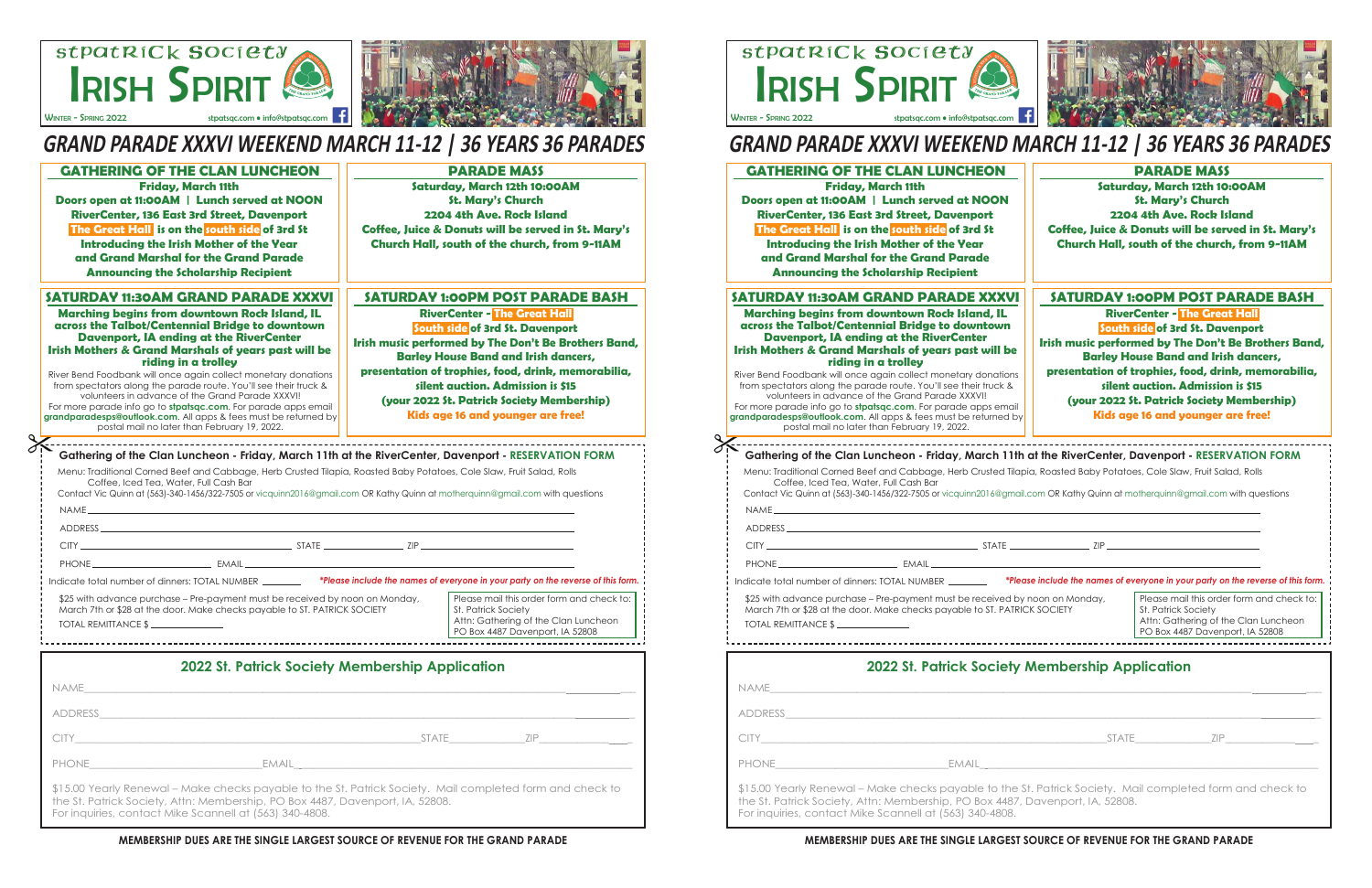# stpatRick society IRISH SPIRIT

WINTER - SPRING 2022

stpatsqc.com • info@stpatsqc.com

## GRAND PARADE XXXVI WEEKEND MARCH 11-12 | 36 YEARS 36 PARADES

### GATHERING OF THE CLAN LUNCHEON

**Friday, March 11th**
**Doors open at 11:00AM | Lunch served at NOON**
**RiverCenter, 136 East 3rd Street, Davenport**
**The Great Hall is on the south side of 3rd St**
**Introducing the Irish Mother of the Year and Grand Marshal for the Grand Parade**
**Announcing the Scholarship Recipient**

### PARADE MASS

**Saturday, March 12th 10:00AM**
**St. Mary's Church**
**2204 4th Ave. Rock Island**
**Coffee, Juice & Donuts will be served in St. Mary's Church Hall, south of the church, from 9-11AM**

### SATURDAY 11:30AM GRAND PARADE XXXVI

**Marching begins from downtown Rock Island, IL across the Talbot/Centennial Bridge to downtown Davenport, IA ending at the RiverCenter**
**Irish Mothers & Grand Marshals of years past will be riding in a trolley**

River Bend Foodbank will once again collect monetary donations from spectators along the parade route. You'll see their truck & volunteers in advance of the Grand Parade XXXVI!
For more parade info go to **stpatsqc.com**. For parade apps email **grandparadesps@outlook.com**. All apps & fees must be returned by postal mail no later than February 19, 2022.

### SATURDAY 1:00PM POST PARADE BASH

**RiverCenter - The Great Hall**
**South side of 3rd St. Davenport**
**Irish music performed by The Don't Be Brothers Band, Barley House Band and Irish dancers, presentation of trophies, food, drink, memorabilia, silent auction. Admission is $15**
**(your 2022 St. Patrick Society Membership)**
**Kids age 16 and younger are free!**

---

**Gathering of the Clan Luncheon - Friday, March 11th at the RiverCenter, Davenport - RESERVATION FORM**

Menu: Traditional Corned Beef and Cabbage, Herb Crusted Tilapia, Roasted Baby Potatoes, Cole Slaw, Fruit Salad, Rolls
Coffee, Iced Tea, Water, Full Cash Bar
Contact Vic Quinn at (563)-340-1456/322-7505 or vicquinn2016@gmail.com OR Kathy Quinn at motherquinn@gmail.com with questions

NAME ____________________

ADDRESS ____________________

CITY ____________________ STATE __________ ZIP __________

PHONE __________ EMAIL ____________________

Indicate total number of dinners: TOTAL NUMBER ______ *\*Please include the names of everyone in your party on the reverse of this form.*

$25 with advance purchase – Pre-payment must be received by noon on Monday, March 7th or $28 at the door. Make checks payable to ST. PATRICK SOCIETY

TOTAL REMITTANCE $ __________

Please mail this order form and check to:
St. Patrick Society
Attn: Gathering of the Clan Luncheon
PO Box 4487 Davenport, IA 52808

---

### 2022 St. Patrick Society Membership Application

NAME ____________________

ADDRESS ____________________

CITY ____________________ STATE __________ ZIP __________

PHONE __________ EMAIL ____________________

$15.00 Yearly Renewal – Make checks payable to the St. Patrick Society. Mail completed form and check to the St. Patrick Society, Attn: Membership, PO Box 4487, Davenport, IA, 52808.
For inquiries, contact Mike Scannell at (563) 340-4808.

**MEMBERSHIP DUES ARE THE SINGLE LARGEST SOURCE OF REVENUE FOR THE GRAND PARADE**